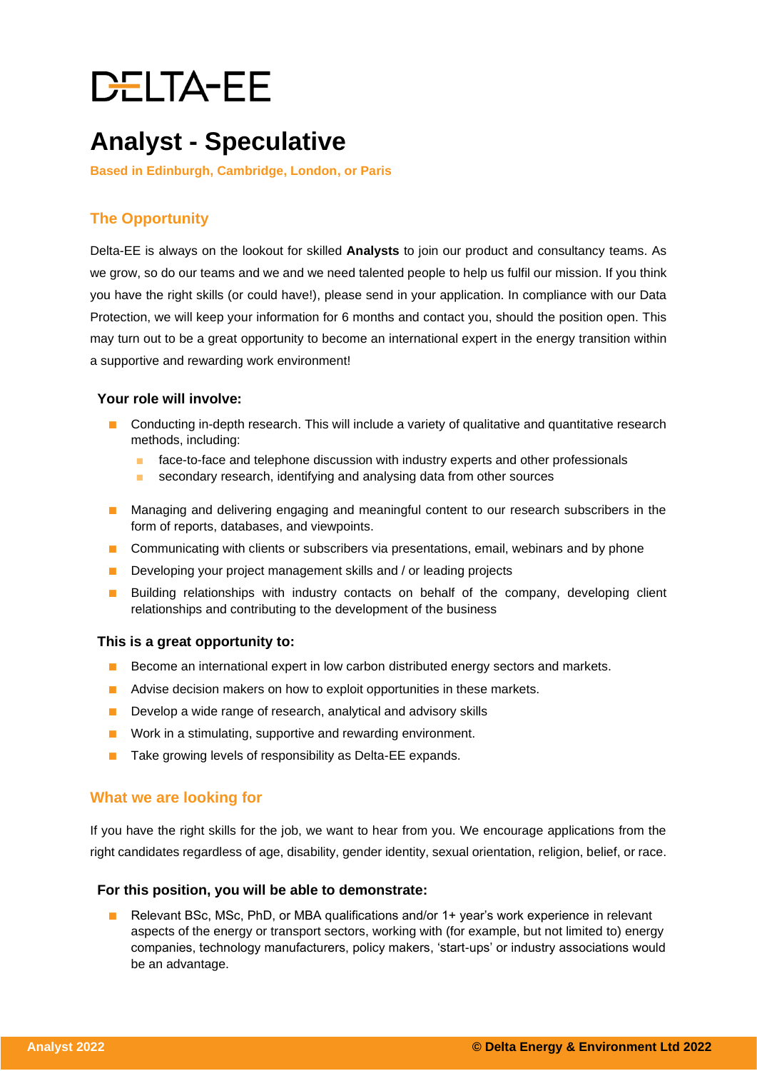# DELTA-EE

# Analyst - Speculative

**Based in Edinburgh, Cambridge, London, or Paris**

## The Opportunity

Delta-EE is always on the lookout for skilled **Analysts** to join our product and consultancy teams. As we grow, so do our teams and we and we need talented people to help us fulfil our mission. If you think you have the right skills (or could have!), please send in your application. In compliance with our Data Protection, we will keep your information for 6 months and contact you, should the position open. This may turn out to be a great opportunity to become an international expert in the energy transition within a supportive and rewarding work environment!

### Your role will involve:

- Conducting in-depth research. This will include a variety of qualitative and quantitative research methods, including:
  - face-to-face and telephone discussion with industry experts and other professionals
  - secondary research, identifying and analysing data from other sources
- Managing and delivering engaging and meaningful content to our research subscribers in the form of reports, databases, and viewpoints.
- Communicating with clients or subscribers via presentations, email, webinars and by phone
- Developing your project management skills and / or leading projects
- Building relationships with industry contacts on behalf of the company, developing client relationships and contributing to the development of the business

### This is a great opportunity to:

- Become an international expert in low carbon distributed energy sectors and markets.
- Advise decision makers on how to exploit opportunities in these markets.
- Develop a wide range of research, analytical and advisory skills
- Work in a stimulating, supportive and rewarding environment.
- Take growing levels of responsibility as Delta-EE expands.

## What we are looking for

If you have the right skills for the job, we want to hear from you. We encourage applications from the right candidates regardless of age, disability, gender identity, sexual orientation, religion, belief, or race.

### For this position, you will be able to demonstrate:

- Relevant BSc, MSc, PhD, or MBA qualifications and/or 1+ year's work experience in relevant aspects of the energy or transport sectors, working with (for example, but not limited to) energy companies, technology manufacturers, policy makers, 'start-ups' or industry associations would be an advantage.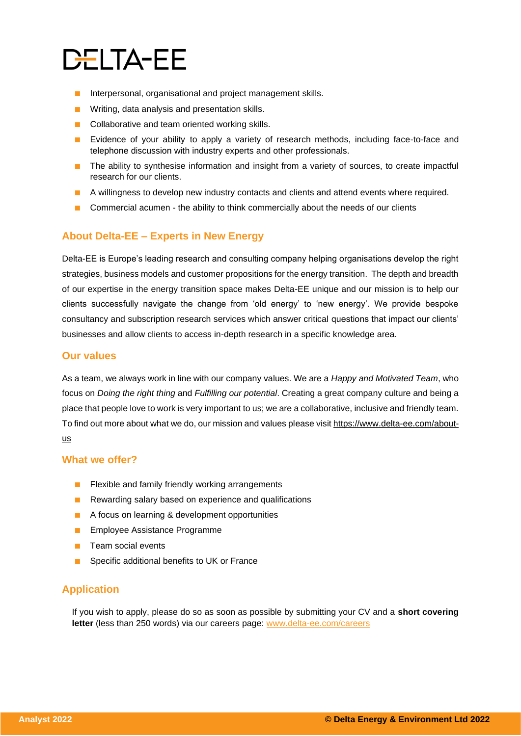- Interpersonal, organisational and project management skills.
- Writing, data analysis and presentation skills.
- Collaborative and team oriented working skills.
- Evidence of your ability to apply a variety of research methods, including face-to-face and telephone discussion with industry experts and other professionals.
- The ability to synthesise information and insight from a variety of sources, to create impactful research for our clients.
- A willingness to develop new industry contacts and clients and attend events where required.
- Commercial acumen - the ability to think commercially about the needs of our clients

## About Delta-EE – Experts in New Energy

Delta-EE is Europe's leading research and consulting company helping organisations develop the right strategies, business models and customer propositions for the energy transition. The depth and breadth of our expertise in the energy transition space makes Delta-EE unique and our mission is to help our clients successfully navigate the change from 'old energy' to 'new energy'. We provide bespoke consultancy and subscription research services which answer critical questions that impact our clients' businesses and allow clients to access in-depth research in a specific knowledge area.

## Our values

As a team, we always work in line with our company values. We are a *Happy and Motivated Team*, who focus on *Doing the right thing* and *Fulfilling our potential*. Creating a great company culture and being a place that people love to work is very important to us; we are a collaborative, inclusive and friendly team. To find out more about what we do, our mission and values please visit https://www.delta-ee.com/about-us

## What we offer?

- Flexible and family friendly working arrangements
- Rewarding salary based on experience and qualifications
- A focus on learning & development opportunities
- Employee Assistance Programme
- Team social events
- Specific additional benefits to UK or France

## Application

If you wish to apply, please do so as soon as possible by submitting your CV and a **short covering letter** (less than 250 words) via our careers page: www.delta-ee.com/careers